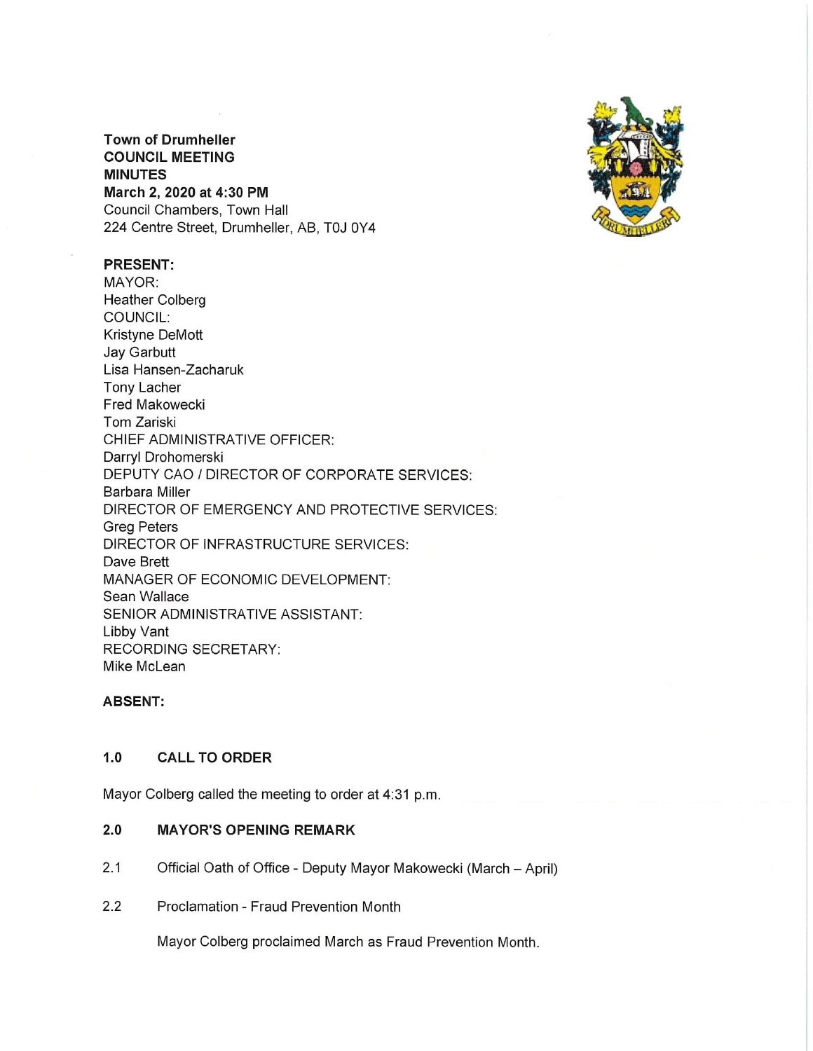**Town of Drumheller**
**COUNCIL MEETING**
**MINUTES**
**March 2, 2020 at 4:30 PM**
Council Chambers, Town Hall
224 Centre Street, Drumheller, AB, T0J 0Y4

**PRESENT:**
MAYOR:
Heather Colberg
COUNCIL:
Kristyne DeMott
Jay Garbutt
Lisa Hansen-Zacharuk
Tony Lacher
Fred Makowecki
Tom Zariski
CHIEF ADMINISTRATIVE OFFICER:
Darryl Drohomerski
DEPUTY CAO / DIRECTOR OF CORPORATE SERVICES:
Barbara Miller
DIRECTOR OF EMERGENCY AND PROTECTIVE SERVICES:
Greg Peters
DIRECTOR OF INFRASTRUCTURE SERVICES:
Dave Brett
MANAGER OF ECONOMIC DEVELOPMENT:
Sean Wallace
SENIOR ADMINISTRATIVE ASSISTANT:
Libby Vant
RECORDING SECRETARY:
Mike McLean

**ABSENT:**

## 1.0 CALL TO ORDER

Mayor Colberg called the meeting to order at 4:31 p.m.

## 2.0 MAYOR'S OPENING REMARK

2.1 Official Oath of Office - Deputy Mayor Makowecki (March – April)

2.2 Proclamation - Fraud Prevention Month

Mayor Colberg proclaimed March as Fraud Prevention Month.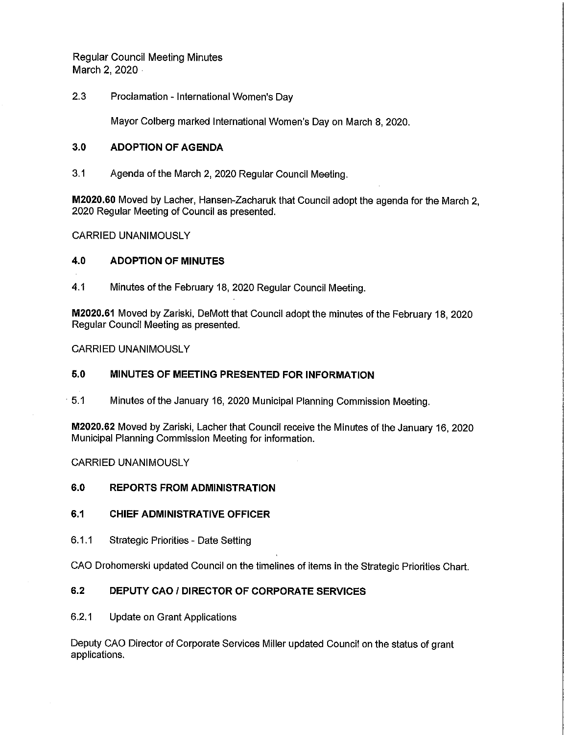2.3 Proclamation - International Women's Day

Mayor Colberg marked International Women's Day on March 8, 2020.

## 3.0 ADOPTION OF AGENDA

3.1 Agenda of the March 2, 2020 Regular Council Meeting.

**M2020.60** Moved by Lacher, Hansen-Zacharuk that Council adopt the agenda for the March 2, 2020 Regular Meeting of Council as presented.

CARRIED UNANIMOUSLY

## 4.0 ADOPTION OF MINUTES

4.1 Minutes of the February 18, 2020 Regular Council Meeting.

**M2020.61** Moved by Zariski, DeMott that Council adopt the minutes of the February 18, 2020 Regular Council Meeting as presented.

CARRIED UNANIMOUSLY

## 5.0 MINUTES OF MEETING PRESENTED FOR INFORMATION

5.1 Minutes of the January 16, 2020 Municipal Planning Commission Meeting.

**M2020.62** Moved by Zariski, Lacher that Council receive the Minutes of the January 16, 2020 Municipal Planning Commission Meeting for information.

CARRIED UNANIMOUSLY

## 6.0 REPORTS FROM ADMINISTRATION

### 6.1 CHIEF ADMINISTRATIVE OFFICER

6.1.1 Strategic Priorities - Date Setting

CAO Drohomerski updated Council on the timelines of items in the Strategic Priorities Chart.

### 6.2 DEPUTY CAO / DIRECTOR OF CORPORATE SERVICES

6.2.1 Update on Grant Applications

Deputy CAO Director of Corporate Services Miller updated Council on the status of grant applications.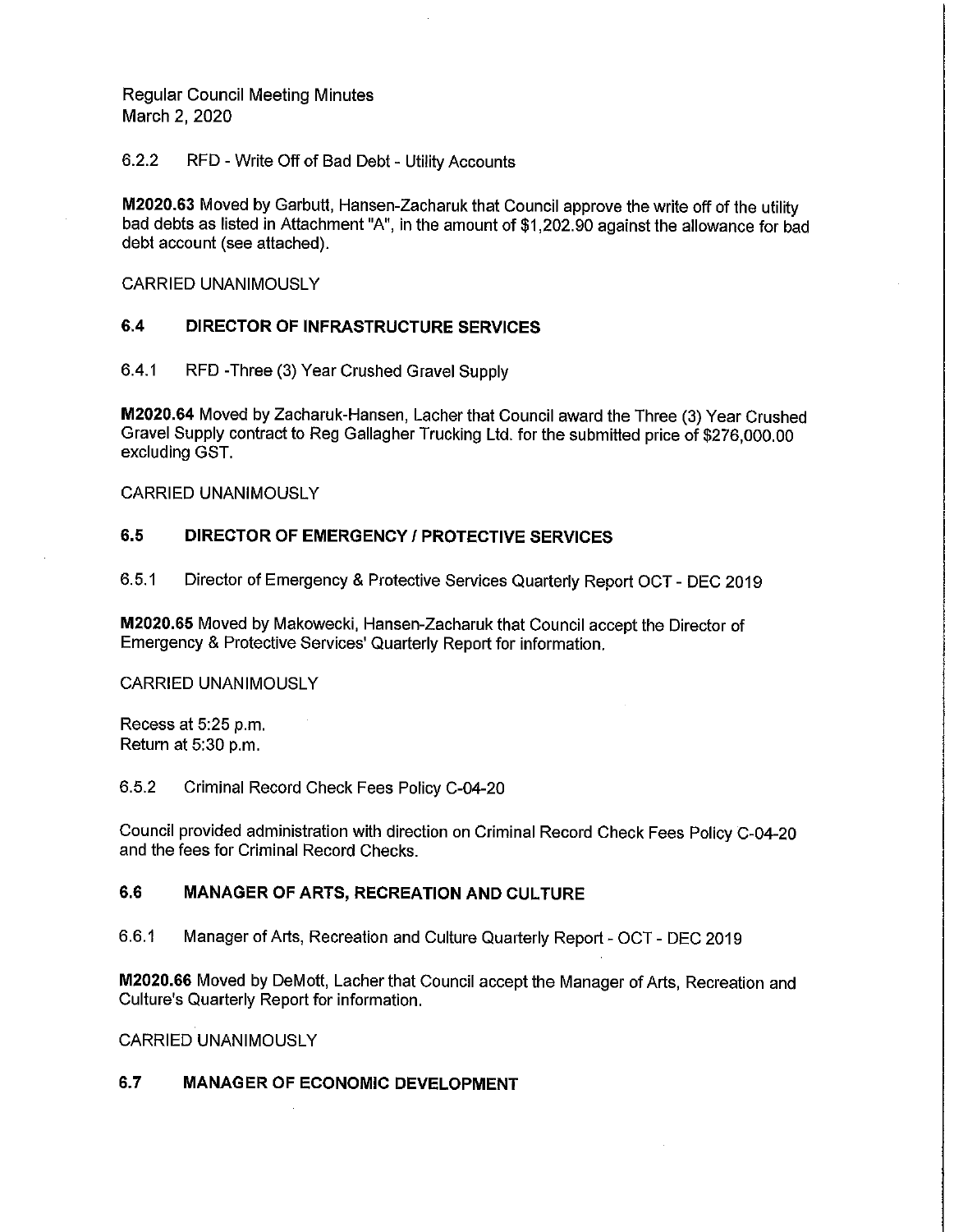Regular Council Meeting Minutes
March 2, 2020

6.2.2 RFD - Write Off of Bad Debt - Utility Accounts

**M2020.63** Moved by Garbutt, Hansen-Zacharuk that Council approve the write off of the utility bad debts as listed in Attachment "A", in the amount of $1,202.90 against the allowance for bad debt account (see attached).

CARRIED UNANIMOUSLY

## 6.4 DIRECTOR OF INFRASTRUCTURE SERVICES

6.4.1 RFD -Three (3) Year Crushed Gravel Supply

**M2020.64** Moved by Zacharuk-Hansen, Lacher that Council award the Three (3) Year Crushed Gravel Supply contract to Reg Gallagher Trucking Ltd. for the submitted price of $276,000.00 excluding GST.

CARRIED UNANIMOUSLY

## 6.5 DIRECTOR OF EMERGENCY / PROTECTIVE SERVICES

6.5.1 Director of Emergency & Protective Services Quarterly Report OCT - DEC 2019

**M2020.65** Moved by Makowecki, Hansen-Zacharuk that Council accept the Director of Emergency & Protective Services' Quarterly Report for information.

CARRIED UNANIMOUSLY

Recess at 5:25 p.m.
Return at 5:30 p.m.

6.5.2 Criminal Record Check Fees Policy C-04-20

Council provided administration with direction on Criminal Record Check Fees Policy C-04-20 and the fees for Criminal Record Checks.

## 6.6 MANAGER OF ARTS, RECREATION AND CULTURE

6.6.1 Manager of Arts, Recreation and Culture Quarterly Report - OCT - DEC 2019

**M2020.66** Moved by DeMott, Lacher that Council accept the Manager of Arts, Recreation and Culture's Quarterly Report for information.

CARRIED UNANIMOUSLY

## 6.7 MANAGER OF ECONOMIC DEVELOPMENT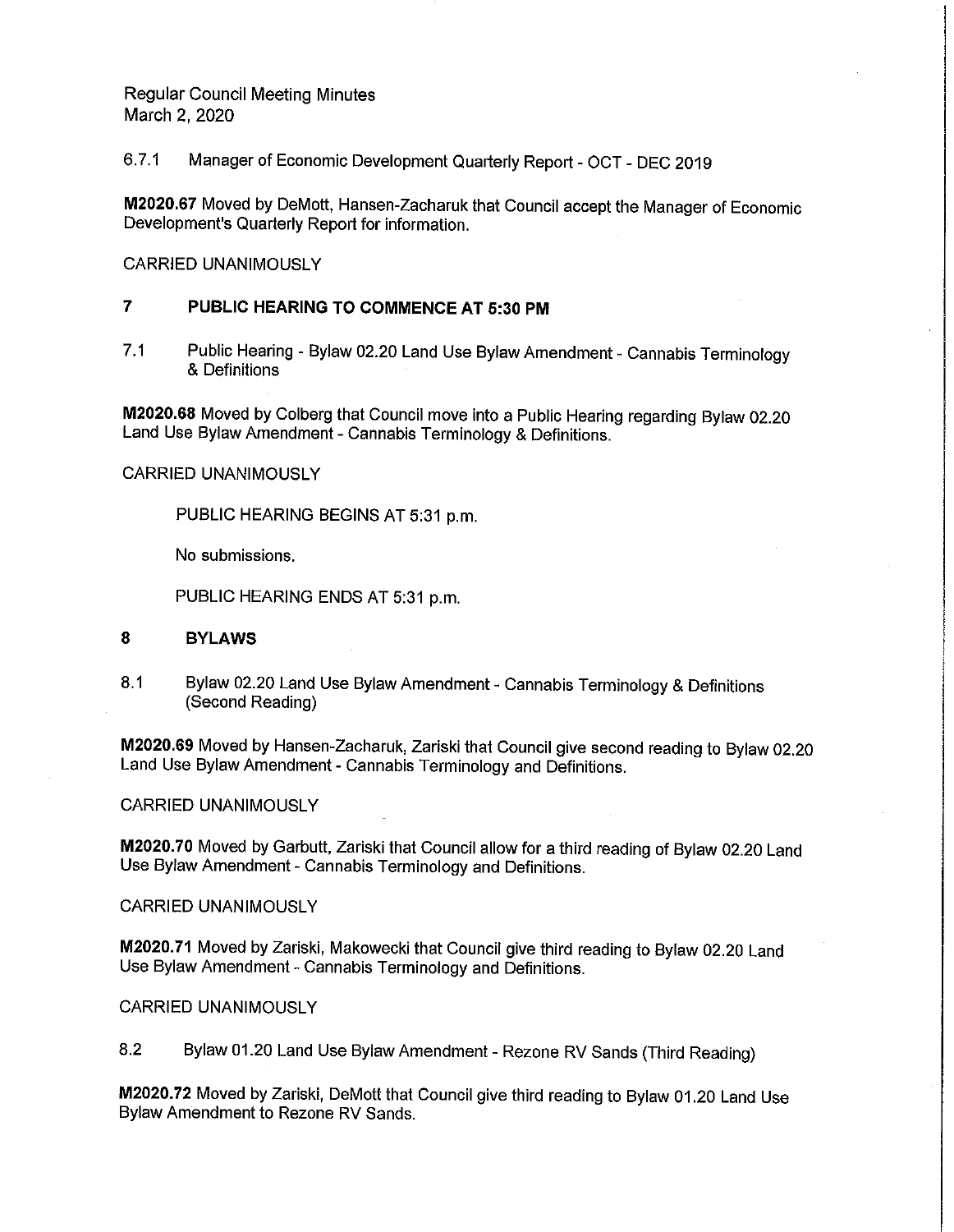Regular Council Meeting Minutes
March 2, 2020

6.7.1 Manager of Economic Development Quarterly Report - OCT - DEC 2019

**M2020.67** Moved by DeMott, Hansen-Zacharuk that Council accept the Manager of Economic Development's Quarterly Report for information.

CARRIED UNANIMOUSLY

## 7 PUBLIC HEARING TO COMMENCE AT 5:30 PM

7.1 Public Hearing - Bylaw 02.20 Land Use Bylaw Amendment - Cannabis Terminology & Definitions

**M2020.68** Moved by Colberg that Council move into a Public Hearing regarding Bylaw 02.20 Land Use Bylaw Amendment - Cannabis Terminology & Definitions.

CARRIED UNANIMOUSLY

PUBLIC HEARING BEGINS AT 5:31 p.m.

No submissions.

PUBLIC HEARING ENDS AT 5:31 p.m.

## 8 BYLAWS

8.1 Bylaw 02.20 Land Use Bylaw Amendment - Cannabis Terminology & Definitions (Second Reading)

**M2020.69** Moved by Hansen-Zacharuk, Zariski that Council give second reading to Bylaw 02.20 Land Use Bylaw Amendment - Cannabis Terminology and Definitions.

CARRIED UNANIMOUSLY

**M2020.70** Moved by Garbutt, Zariski that Council allow for a third reading of Bylaw 02.20 Land Use Bylaw Amendment - Cannabis Terminology and Definitions.

CARRIED UNANIMOUSLY

**M2020.71** Moved by Zariski, Makowecki that Council give third reading to Bylaw 02.20 Land Use Bylaw Amendment - Cannabis Terminology and Definitions.

CARRIED UNANIMOUSLY

8.2 Bylaw 01.20 Land Use Bylaw Amendment - Rezone RV Sands (Third Reading)

**M2020.72** Moved by Zariski, DeMott that Council give third reading to Bylaw 01.20 Land Use Bylaw Amendment to Rezone RV Sands.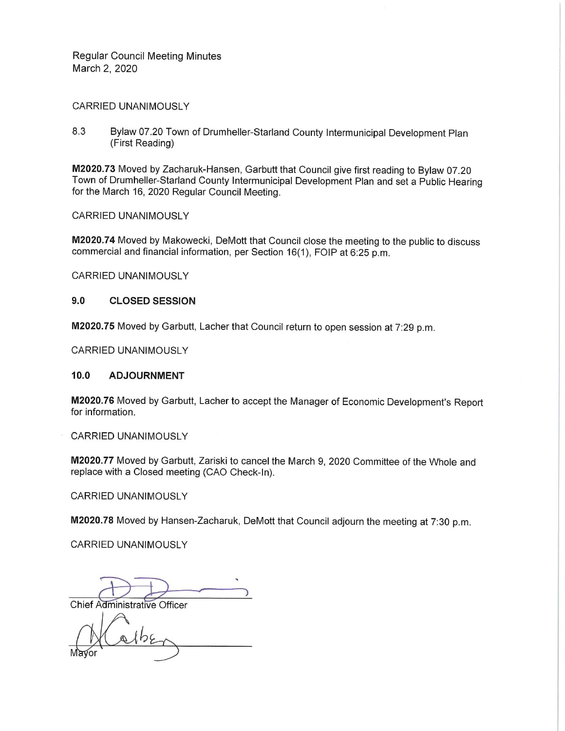CARRIED UNANIMOUSLY

8.3 Bylaw 07.20 Town of Drumheller-Starland County Intermunicipal Development Plan (First Reading)

**M2020.73** Moved by Zacharuk-Hansen, Garbutt that Council give first reading to Bylaw 07.20 Town of Drumheller-Starland County Intermunicipal Development Plan and set a Public Hearing for the March 16, 2020 Regular Council Meeting.

CARRIED UNANIMOUSLY

**M2020.74** Moved by Makowecki, DeMott that Council close the meeting to the public to discuss commercial and financial information, per Section 16(1), FOIP at 6:25 p.m.

CARRIED UNANIMOUSLY

## 9.0 CLOSED SESSION

**M2020.75** Moved by Garbutt, Lacher that Council return to open session at 7:29 p.m.

CARRIED UNANIMOUSLY

## 10.0 ADJOURNMENT

**M2020.76** Moved by Garbutt, Lacher to accept the Manager of Economic Development's Report for information.

CARRIED UNANIMOUSLY

**M2020.77** Moved by Garbutt, Zariski to cancel the March 9, 2020 Committee of the Whole and replace with a Closed meeting (CAO Check-In).

CARRIED UNANIMOUSLY

**M2020.78** Moved by Hansen-Zacharuk, DeMott that Council adjourn the meeting at 7:30 p.m.

CARRIED UNANIMOUSLY

Chief Administrative Officer

Mayor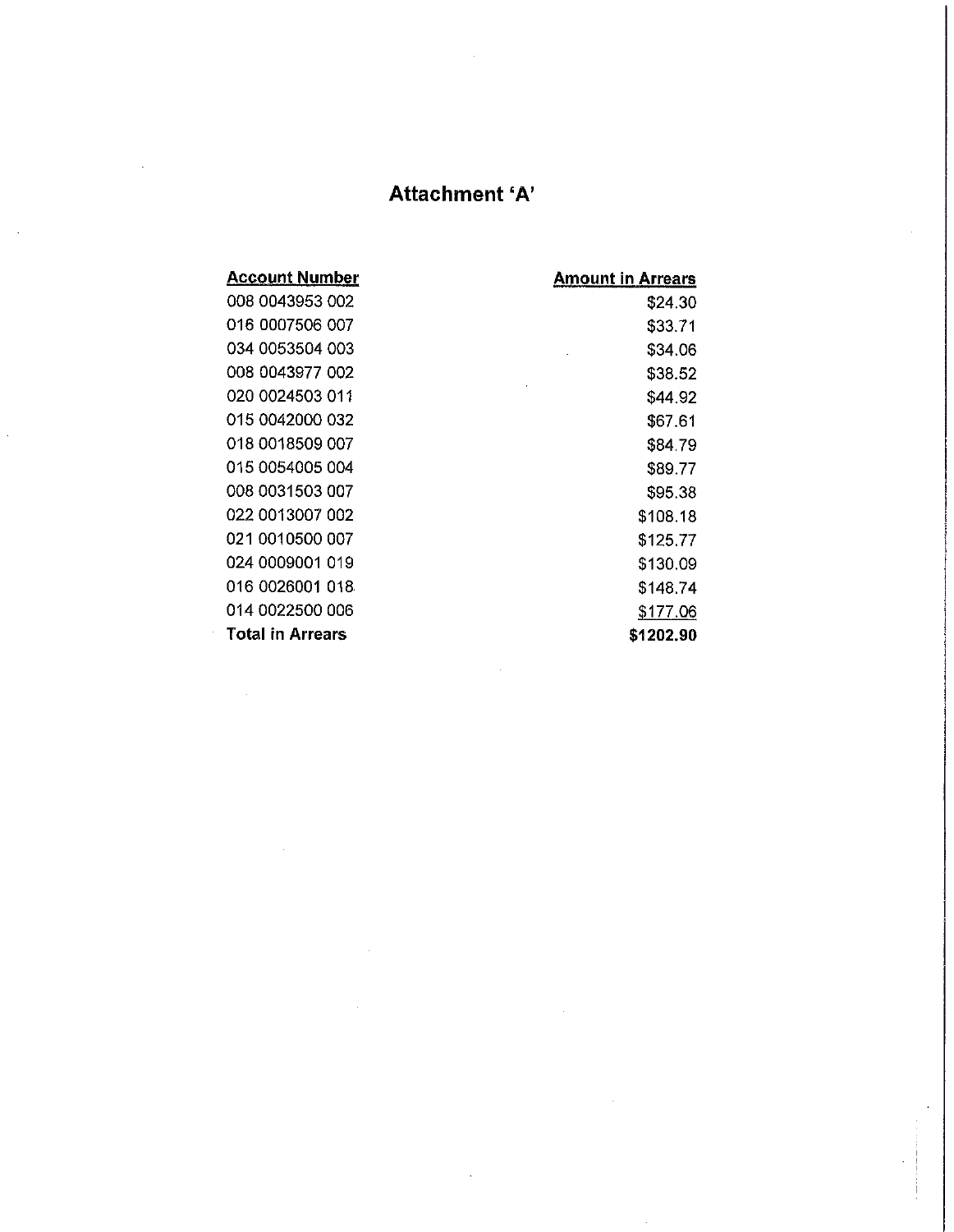# Attachment 'A'

| Account Number | Amount in Arrears |
|---|---|
| 008 0043953 002 | $24.30 |
| 016 0007506 007 | $33.71 |
| 034 0053504 003 | $34.06 |
| 008 0043977 002 | $38.52 |
| 020 0024503 011 | $44.92 |
| 015 0042000 032 | $67.61 |
| 018 0018509 007 | $84.79 |
| 015 0054005 004 | $89.77 |
| 008 0031503 007 | $95.38 |
| 022 0013007 002 | $108.18 |
| 021 0010500 007 | $125.77 |
| 024 0009001 019 | $130.09 |
| 016 0026001 018 | $148.74 |
| 014 0022500 006 | $177.06 |
| **Total in Arrears** | **$1202.90** |